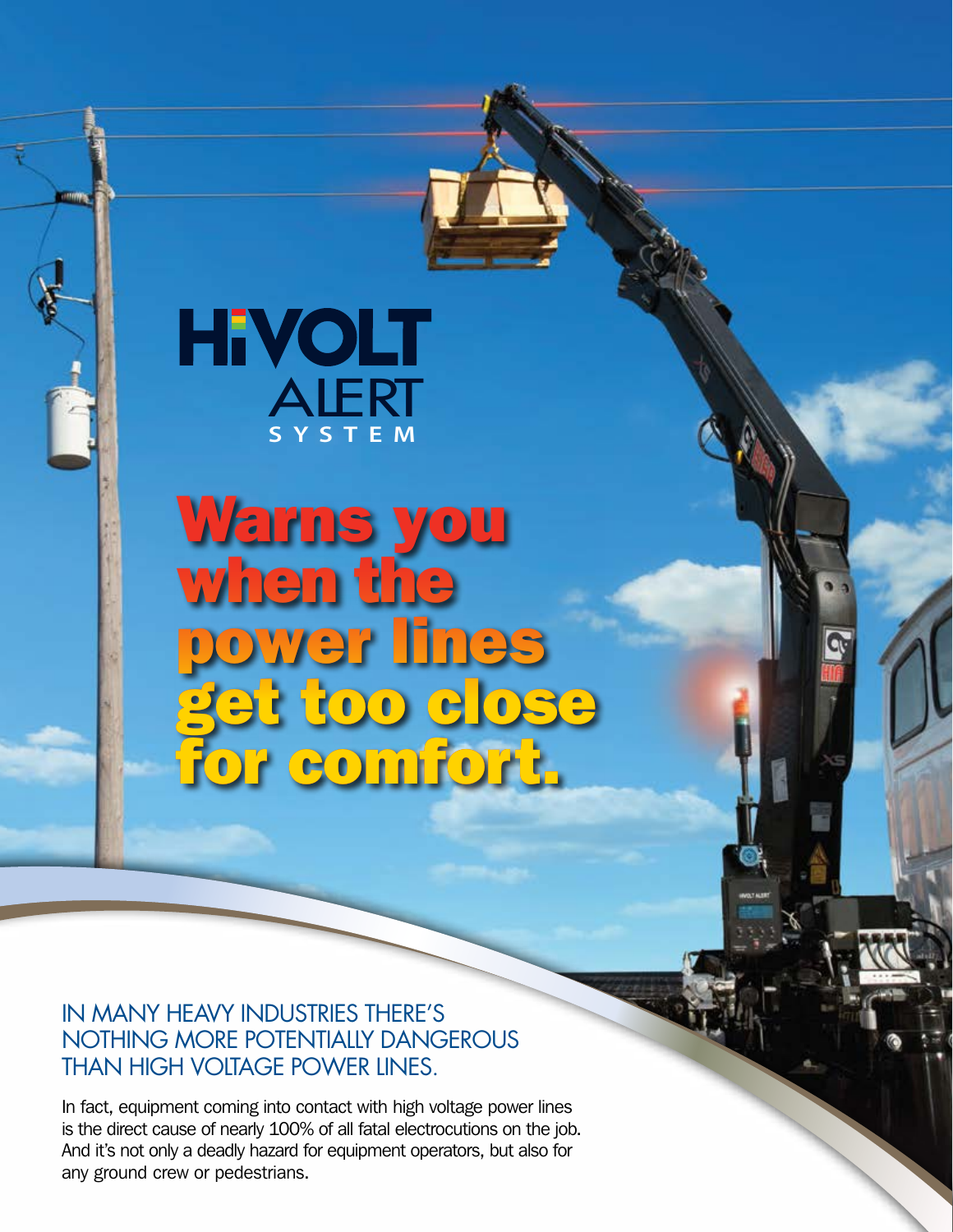# HiVOLT ALERT SYSTEM

## Warns you when the power lines get too close for comfort.

### IN MANY HEAVY INDUSTRIES THERE'S NOTHING MORE POTENTIALLY DANGEROUS THAN HIGH VOLTAGE POWER LINES.

In fact, equipment coming into contact with high voltage power lines is the direct cause of nearly 100% of all fatal electrocutions on the job. And it's not only a deadly hazard for equipment operators, but also for any ground crew or pedestrians.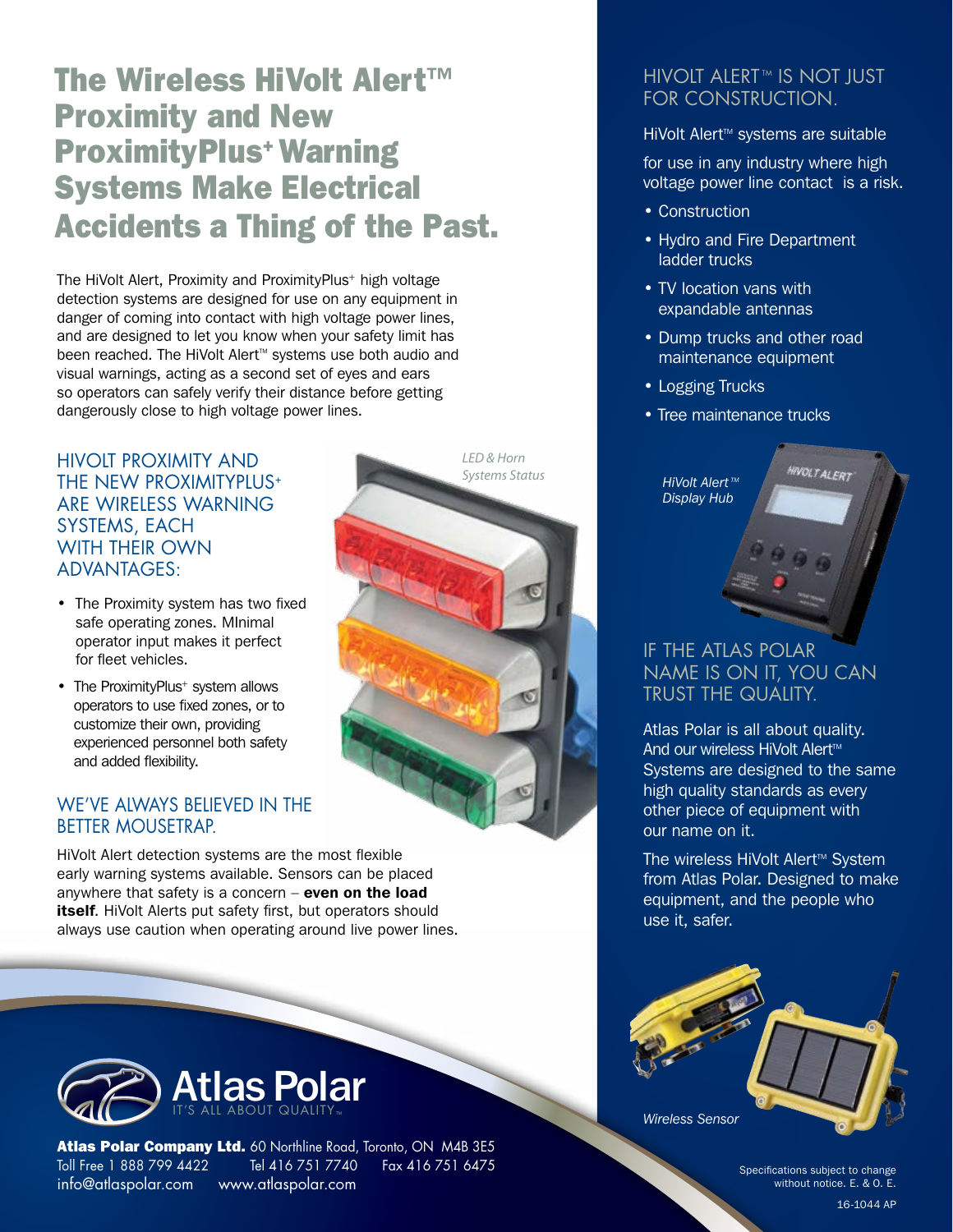# The Wireless HiVolt Alert™ Proximity and New ProximityPlus⁺ Warning Systems Make Electrical Accidents a Thing of the Past.

The HiVolt Alert, Proximity and ProximityPlus⁺ high voltage detection systems are designed for use on any equipment in danger of coming into contact with high voltage power lines, and are designed to let you know when your safety limit has been reached. The HiVolt Alert™ systems use both audio and visual warnings, acting as a second set of eyes and ears so operators can safely verify their distance before getting dangerously close to high voltage power lines.

## HIVOLT PROXIMITY AND THE NEW PROXIMITYPLUS⁺ ARE WIRELESS WARNING SYSTEMS, EACH WITH THEIR OWN ADVANTAGES:

- The Proximity system has two fixed safe operating zones. MInimal operator input makes it perfect for fleet vehicles.
- The ProximityPlus⁺ system allows operators to use fixed zones, or to customize their own, providing experienced personnel both safety and added flexibility.

*LED & Horn Systems Status*

## WE'VE ALWAYS BELIEVED IN THE BETTER MOUSETRAP.

HiVolt Alert detection systems are the most flexible early warning systems available. Sensors can be placed anywhere that safety is a concern – **even on the load itself**. HiVolt Alerts put safety first, but operators should always use caution when operating around live power lines.

## HIVOLT ALERT™ IS NOT JUST FOR CONSTRUCTION.

HiVolt Alert™ systems are suitable for use in any industry where high voltage power line contact is a risk.

- Construction
- Hydro and Fire Department ladder trucks
- TV location vans with expandable antennas
- Dump trucks and other road maintenance equipment
- Logging Trucks
- Tree maintenance trucks

*HiVolt Alert™ Display Hub*

## IF THE ATLAS POLAR NAME IS ON IT, YOU CAN TRUST THE QUALITY.

Atlas Polar is all about quality. And our wireless HiVolt Alert™ Systems are designed to the same high quality standards as every other piece of equipment with our name on it.

The wireless HiVolt Alert™ System from Atlas Polar. Designed to make equipment, and the people who use it, safer.

*Wireless Sensor*

Atlas Polar
IT'S ALL ABOUT QUALITY™

**Atlas Polar Company Ltd.** 60 Northline Road, Toronto, ON M4B 3E5
Toll Free 1 888 799 4422 Tel 416 751 7740 Fax 416 751 6475
info@atlaspolar.com www.atlaspolar.com

Specifications subject to change without notice. E. & O. E.

16-1044 AP